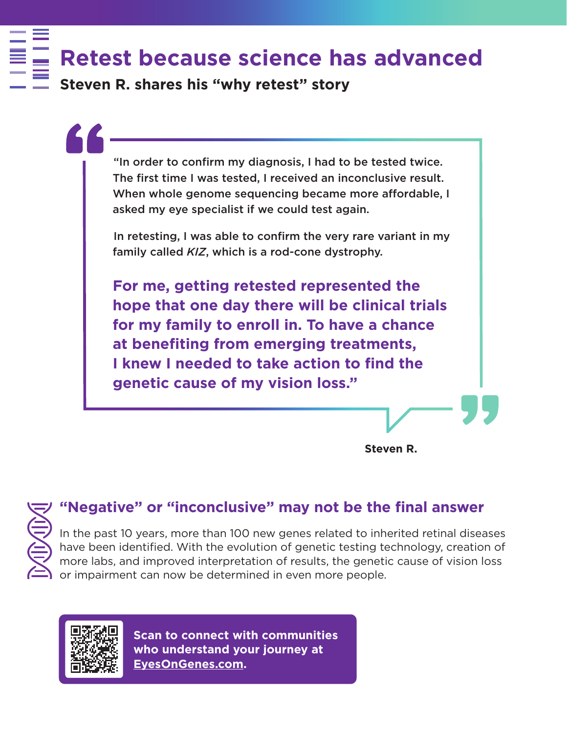# Retest because science has advanced

**Steven R. shares his "why retest" story**

"In order to confirm my diagnosis, I had to be tested twice. The first time I was tested, I received an inconclusive result. When whole genome sequencing became more affordable, I asked my eye specialist if we could test again.

In retesting, I was able to confirm the very rare variant in my family called *KIZ*, which is a rod-cone dystrophy.

**For me, getting retested represented the hope that one day there will be clinical trials for my family to enroll in. To have a chance at benefiting from emerging treatments, I knew I needed to take action to find the genetic cause of my vision loss."**

**Steven R.**

## "Negative" or "inconclusive" may not be the final answer

In the past 10 years, more than 100 new genes related to inherited retinal diseases have been identified. With the evolution of genetic testing technology, creation of more labs, and improved interpretation of results, the genetic cause of vision loss or impairment can now be determined in even more people.

**Scan to connect with communities who understand your journey at EyesOnGenes.com.**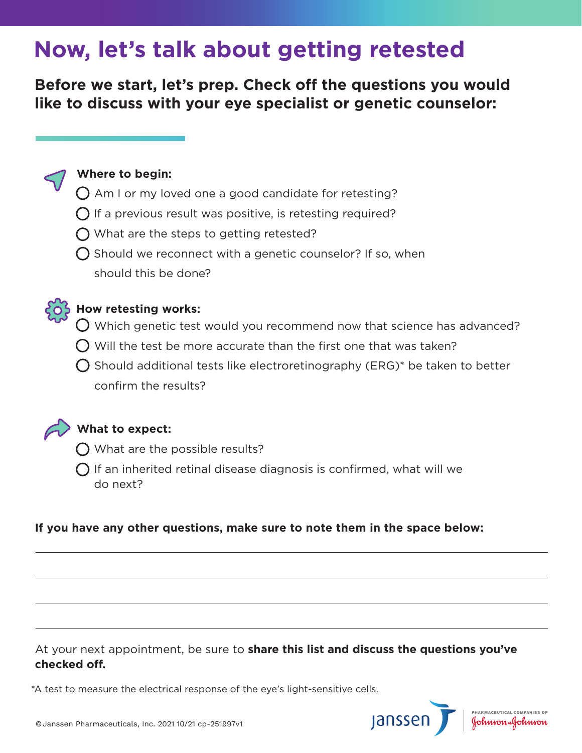# Now, let's talk about getting retested

**Before we start, let's prep. Check off the questions you would like to discuss with your eye specialist or genetic counselor:**

**Where to begin:**

- ◯ Am I or my loved one a good candidate for retesting?
- ◯ If a previous result was positive, is retesting required?
- ◯ What are the steps to getting retested?
- ◯ Should we reconnect with a genetic counselor? If so, when should this be done?

**How retesting works:**

- ◯ Which genetic test would you recommend now that science has advanced?
- ◯ Will the test be more accurate than the first one that was taken?
- ◯ Should additional tests like electroretinography (ERG)* be taken to better confirm the results?

**What to expect:**

- ◯ What are the possible results?
- ◯ If an inherited retinal disease diagnosis is confirmed, what will we do next?

**If you have any other questions, make sure to note them in the space below:**

\_\_\_\_\_\_\_\_\_\_\_\_\_\_\_\_\_\_\_\_\_\_\_\_\_\_\_\_\_\_\_\_\_\_\_\_\_\_\_\_

\_\_\_\_\_\_\_\_\_\_\_\_\_\_\_\_\_\_\_\_\_\_\_\_\_\_\_\_\_\_\_\_\_\_\_\_\_\_\_\_

\_\_\_\_\_\_\_\_\_\_\_\_\_\_\_\_\_\_\_\_\_\_\_\_\_\_\_\_\_\_\_\_\_\_\_\_\_\_\_\_

\_\_\_\_\_\_\_\_\_\_\_\_\_\_\_\_\_\_\_\_\_\_\_\_\_\_\_\_\_\_\_\_\_\_\_\_\_\_\_\_

At your next appointment, be sure to **share this list and discuss the questions you've checked off.**

*A test to measure the electrical response of the eye's light-sensitive cells.

© Janssen Pharmaceuticals, Inc. 2021 10/21 cp-251997v1

Janssen | PHARMACEUTICAL COMPANIES OF Johnson&Johnson